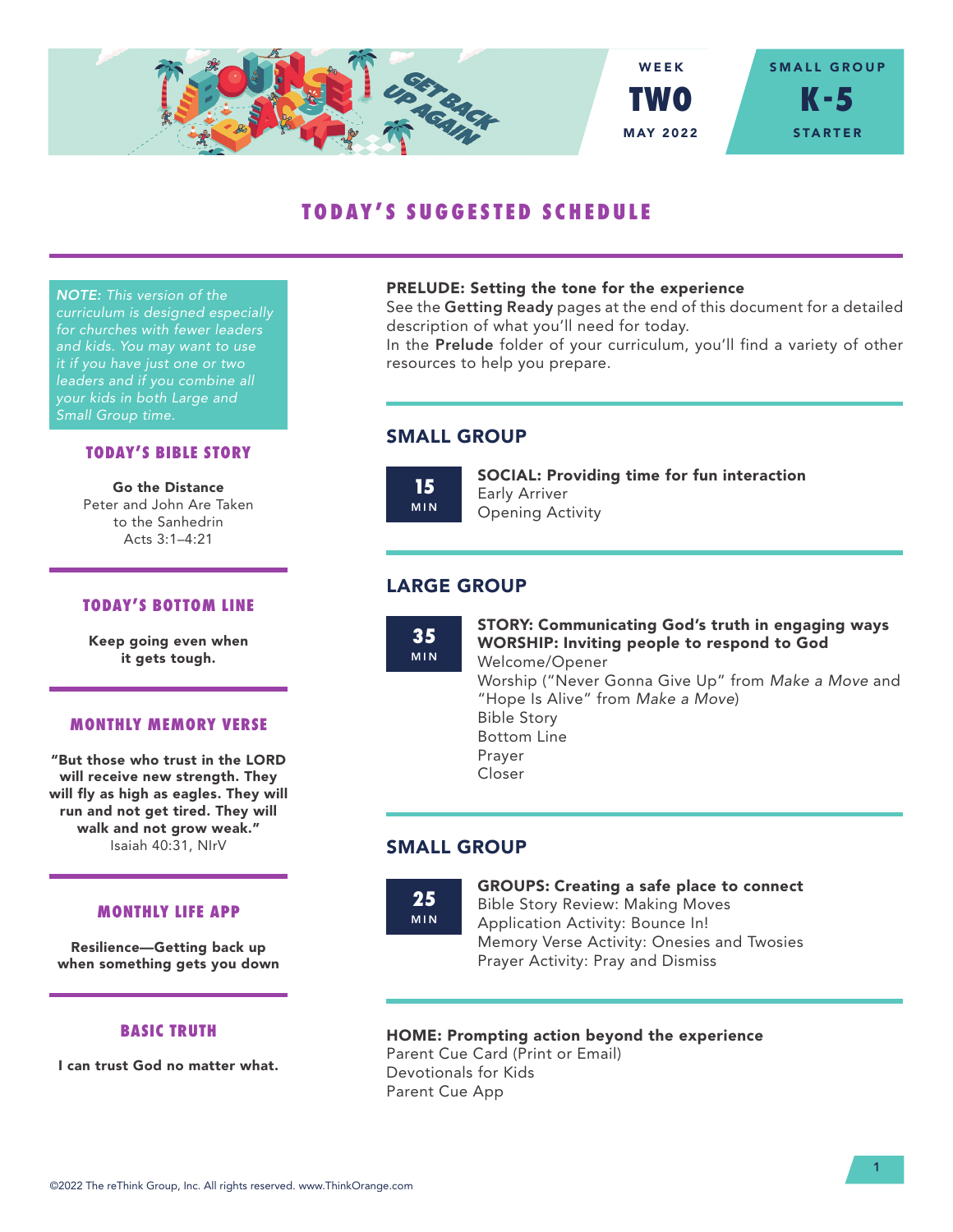WEEK
**TWO**
MAY 2022

SMALL GROUP
**K-5**
STARTER

# TODAY'S SUGGESTED SCHEDULE

*NOTE: This version of the curriculum is designed especially for churches with fewer leaders and kids. You may want to use it if you have just one or two leaders and if you combine all your kids in both Large and Small Group time.*

## TODAY'S BIBLE STORY

**Go the Distance**
Peter and John Are Taken to the Sanhedrin
Acts 3:1–4:21

## TODAY'S BOTTOM LINE

**Keep going even when it gets tough.**

## MONTHLY MEMORY VERSE

**"But those who trust in the LORD will receive new strength. They will fly as high as eagles. They will run and not get tired. They will walk and not grow weak."**
Isaiah 40:31, NIrV

## MONTHLY LIFE APP

**Resilience—Getting back up when something gets you down**

## BASIC TRUTH

**I can trust God no matter what.**

**PRELUDE: Setting the tone for the experience**
See the **Getting Ready** pages at the end of this document for a detailed description of what you'll need for today.
In the **Prelude** folder of your curriculum, you'll find a variety of other resources to help you prepare.

## SMALL GROUP

**15 MIN**

**SOCIAL: Providing time for fun interaction**
Early Arriver
Opening Activity

## LARGE GROUP

**35 MIN**

**STORY: Communicating God's truth in engaging ways**
**WORSHIP: Inviting people to respond to God**
Welcome/Opener
Worship ("Never Gonna Give Up" from *Make a Move* and "Hope Is Alive" from *Make a Move*)
Bible Story
Bottom Line
Prayer
Closer

## SMALL GROUP

**25 MIN**

**GROUPS: Creating a safe place to connect**
Bible Story Review: Making Moves
Application Activity: Bounce In!
Memory Verse Activity: Onesies and Twosies
Prayer Activity: Pray and Dismiss

**HOME: Prompting action beyond the experience**
Parent Cue Card (Print or Email)
Devotionals for Kids
Parent Cue App

©2022 The reThink Group, Inc. All rights reserved. www.ThinkOrange.com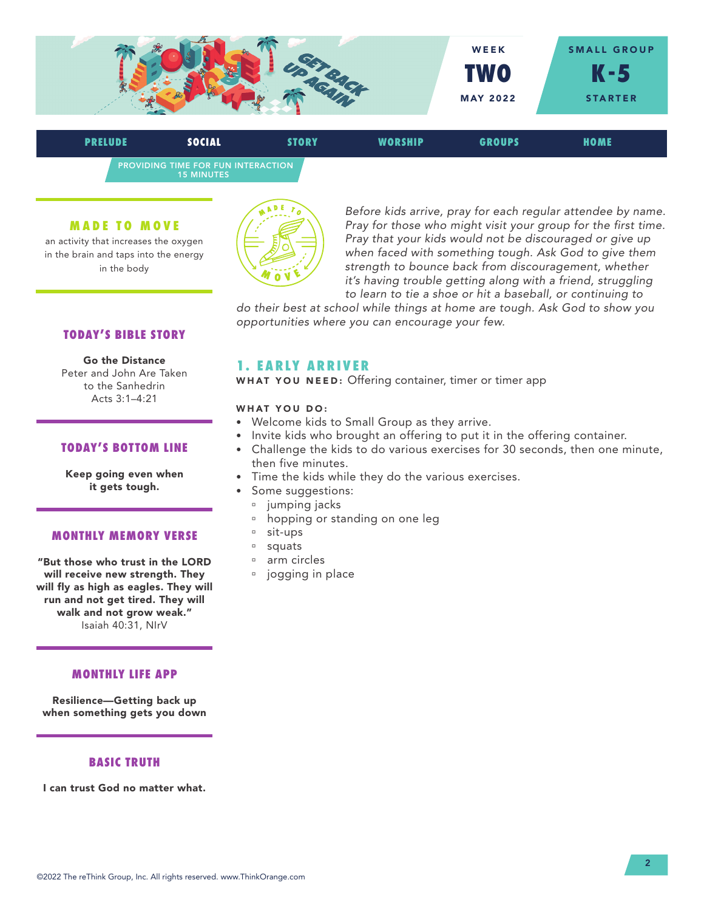WEEK **TWO** MAY 2022

SMALL GROUP **K-5** STARTER

PRELUDE | **SOCIAL** | STORY | WORSHIP | GROUPS | HOME

PROVIDING TIME FOR FUN INTERACTION
15 MINUTES

### MADE TO MOVE

an activity that increases the oxygen in the brain and taps into the energy in the body

### TODAY'S BIBLE STORY

**Go the Distance**
Peter and John Are Taken to the Sanhedrin
Acts 3:1–4:21

### TODAY'S BOTTOM LINE

**Keep going even when it gets tough.**

### MONTHLY MEMORY VERSE

**"But those who trust in the LORD will receive new strength. They will fly as high as eagles. They will run and not get tired. They will walk and not grow weak."**
Isaiah 40:31, NIrV

### MONTHLY LIFE APP

**Resilience—Getting back up when something gets you down**

### BASIC TRUTH

**I can trust God no matter what.**

*Before kids arrive, pray for each regular attendee by name. Pray for those who might visit your group for the first time. Pray that your kids would not be discouraged or give up when faced with something tough. Ask God to give them strength to bounce back from discouragement, whether it's having trouble getting along with a friend, struggling to learn to tie a shoe or hit a baseball, or continuing to do their best at school while things at home are tough. Ask God to show you opportunities where you can encourage your few.*

## 1. EARLY ARRIVER

**WHAT YOU NEED:** Offering container, timer or timer app

**WHAT YOU DO:**

- Welcome kids to Small Group as they arrive.
- Invite kids who brought an offering to put it in the offering container.
- Challenge the kids to do various exercises for 30 seconds, then one minute, then five minutes.
- Time the kids while they do the various exercises.
- Some suggestions:
  - jumping jacks
  - hopping or standing on one leg
  - sit-ups
  - squats
  - arm circles
  - jogging in place

©2022 The reThink Group, Inc. All rights reserved. www.ThinkOrange.com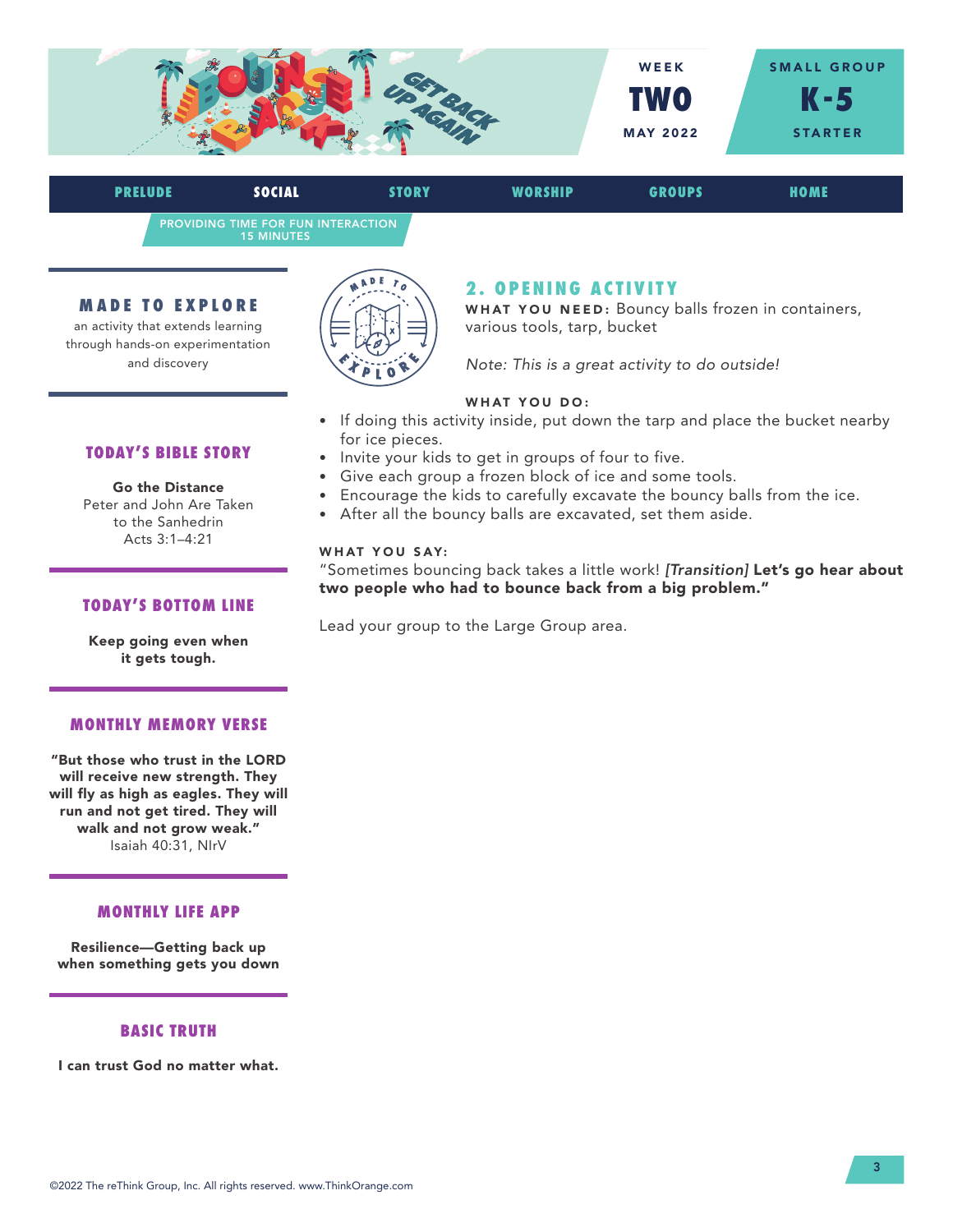WEEK **TWO** MAY 2022

SMALL GROUP **K-5** STARTER

PRELUDE | **SOCIAL** | STORY | WORSHIP | GROUPS | HOME

PROVIDING TIME FOR FUN INTERACTION
15 MINUTES

### MADE TO EXPLORE

an activity that extends learning through hands-on experimentation and discovery

### TODAY'S BIBLE STORY

**Go the Distance**
Peter and John Are Taken to the Sanhedrin
Acts 3:1–4:21

### TODAY'S BOTTOM LINE

**Keep going even when it gets tough.**

### MONTHLY MEMORY VERSE

**"But those who trust in the LORD will receive new strength. They will fly as high as eagles. They will run and not get tired. They will walk and not grow weak."**
Isaiah 40:31, NIrV

### MONTHLY LIFE APP

**Resilience—Getting back up when something gets you down**

### BASIC TRUTH

**I can trust God no matter what.**

## 2. OPENING ACTIVITY

**WHAT YOU NEED:** Bouncy balls frozen in containers, various tools, tarp, bucket

*Note: This is a great activity to do outside!*

**WHAT YOU DO:**

- If doing this activity inside, put down the tarp and place the bucket nearby for ice pieces.
- Invite your kids to get in groups of four to five.
- Give each group a frozen block of ice and some tools.
- Encourage the kids to carefully excavate the bouncy balls from the ice.
- After all the bouncy balls are excavated, set them aside.

**WHAT YOU SAY:**

"Sometimes bouncing back takes a little work! *[Transition]* **Let's go hear about two people who had to bounce back from a big problem."**

Lead your group to the Large Group area.

©2022 The reThink Group, Inc. All rights reserved. www.ThinkOrange.com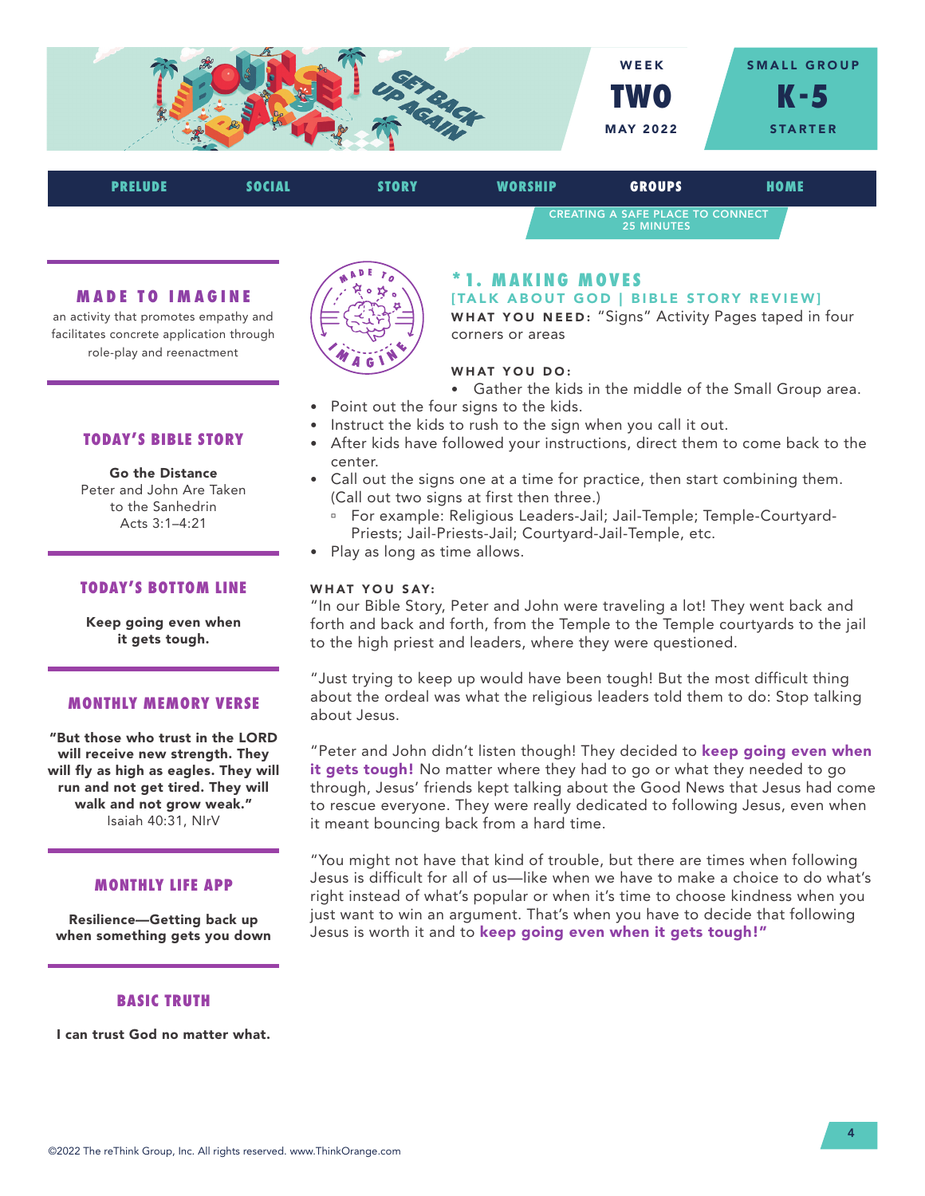WEEK **TWO** MAY 2022

SMALL GROUP **K-5** STARTER

PRELUDE | SOCIAL | STORY | WORSHIP | **GROUPS** | HOME

CREATING A SAFE PLACE TO CONNECT
25 MINUTES

### MADE TO IMAGINE

an activity that promotes empathy and facilitates concrete application through role-play and reenactment

### TODAY'S BIBLE STORY

**Go the Distance**
Peter and John Are Taken to the Sanhedrin
Acts 3:1–4:21

### TODAY'S BOTTOM LINE

**Keep going even when it gets tough.**

### MONTHLY MEMORY VERSE

**"But those who trust in the LORD will receive new strength. They will fly as high as eagles. They will run and not get tired. They will walk and not grow weak."**
Isaiah 40:31, NIrV

### MONTHLY LIFE APP

**Resilience—Getting back up when something gets you down**

### BASIC TRUTH

**I can trust God no matter what.**

## *1. MAKING MOVES

**[TALK ABOUT GOD | BIBLE STORY REVIEW]**

**WHAT YOU NEED:** "Signs" Activity Pages taped in four corners or areas

**WHAT YOU DO:**

- Gather the kids in the middle of the Small Group area.
- Point out the four signs to the kids.
- Instruct the kids to rush to the sign when you call it out.
- After kids have followed your instructions, direct them to come back to the center.
- Call out the signs one at a time for practice, then start combining them. (Call out two signs at first then three.)
  - For example: Religious Leaders-Jail; Jail-Temple; Temple-Courtyard-Priests; Jail-Priests-Jail; Courtyard-Jail-Temple, etc.
- Play as long as time allows.

**WHAT YOU SAY:**

"In our Bible Story, Peter and John were traveling a lot! They went back and forth and back and forth, from the Temple to the Temple courtyards to the jail to the high priest and leaders, where they were questioned.

"Just trying to keep up would have been tough! But the most difficult thing about the ordeal was what the religious leaders told them to do: Stop talking about Jesus.

"Peter and John didn't listen though! They decided to **keep going even when it gets tough!** No matter where they had to go or what they needed to go through, Jesus' friends kept talking about the Good News that Jesus had come to rescue everyone. They were really dedicated to following Jesus, even when it meant bouncing back from a hard time.

"You might not have that kind of trouble, but there are times when following Jesus is difficult for all of us—like when we have to make a choice to do what's right instead of what's popular or when it's time to choose kindness when you just want to win an argument. That's when you have to decide that following Jesus is worth it and to **keep going even when it gets tough!"**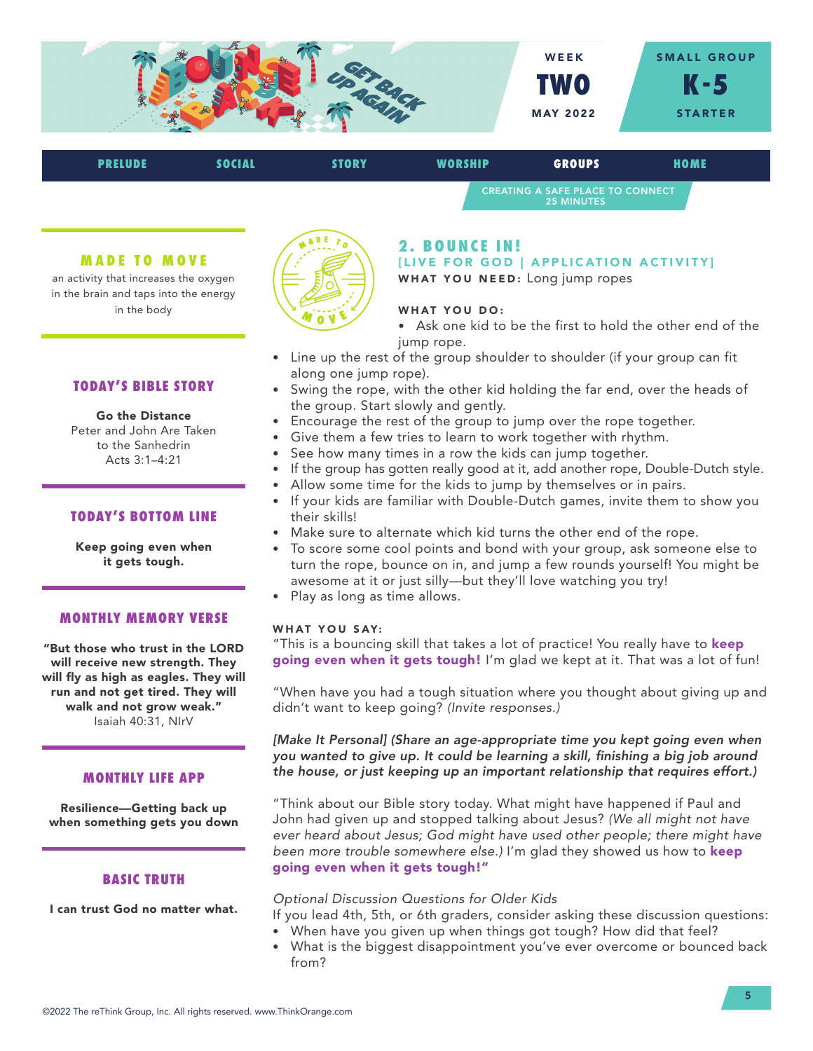WEEK **TWO** MAY 2022

SMALL GROUP **K-5** STARTER

PRELUDE | SOCIAL | STORY | WORSHIP | **GROUPS** | HOME

CREATING A SAFE PLACE TO CONNECT
25 MINUTES

### MADE TO MOVE

an activity that increases the oxygen in the brain and taps into the energy in the body

### TODAY'S BIBLE STORY

**Go the Distance**
Peter and John Are Taken to the Sanhedrin
Acts 3:1–4:21

### TODAY'S BOTTOM LINE

**Keep going even when it gets tough.**

### MONTHLY MEMORY VERSE

**"But those who trust in the LORD will receive new strength. They will fly as high as eagles. They will run and not get tired. They will walk and not grow weak."**
Isaiah 40:31, NIrV

### MONTHLY LIFE APP

**Resilience—Getting back up when something gets you down**

### BASIC TRUTH

**I can trust God no matter what.**

## 2. BOUNCE IN!

**[LIVE FOR GOD | APPLICATION ACTIVITY]**

**WHAT YOU NEED:** Long jump ropes

**WHAT YOU DO:**

- Ask one kid to be the first to hold the other end of the jump rope.
- Line up the rest of the group shoulder to shoulder (if your group can fit along one jump rope).
- Swing the rope, with the other kid holding the far end, over the heads of the group. Start slowly and gently.
- Encourage the rest of the group to jump over the rope together.
- Give them a few tries to learn to work together with rhythm.
- See how many times in a row the kids can jump together.
- If the group has gotten really good at it, add another rope, Double-Dutch style.
- Allow some time for the kids to jump by themselves or in pairs.
- If your kids are familiar with Double-Dutch games, invite them to show you their skills!
- Make sure to alternate which kid turns the other end of the rope.
- To score some cool points and bond with your group, ask someone else to turn the rope, bounce on in, and jump a few rounds yourself! You might be awesome at it or just silly—but they'll love watching you try!
- Play as long as time allows.

**WHAT YOU SAY:**

"This is a bouncing skill that takes a lot of practice! You really have to **keep going even when it gets tough!** I'm glad we kept at it. That was a lot of fun!

"When have you had a tough situation where you thought about giving up and didn't want to keep going? *(Invite responses.)*

*[Make It Personal] (Share an age-appropriate time you kept going even when you wanted to give up. It could be learning a skill, finishing a big job around the house, or just keeping up an important relationship that requires effort.)*

"Think about our Bible story today. What might have happened if Paul and John had given up and stopped talking about Jesus? *(We all might not have ever heard about Jesus; God might have used other people; there might have been more trouble somewhere else.)* I'm glad they showed us how to **keep going even when it gets tough!"**

*Optional Discussion Questions for Older Kids*

If you lead 4th, 5th, or 6th graders, consider asking these discussion questions:

- When have you given up when things got tough? How did that feel?
- What is the biggest disappointment you've ever overcome or bounced back from?

©2022 The reThink Group, Inc. All rights reserved. www.ThinkOrange.com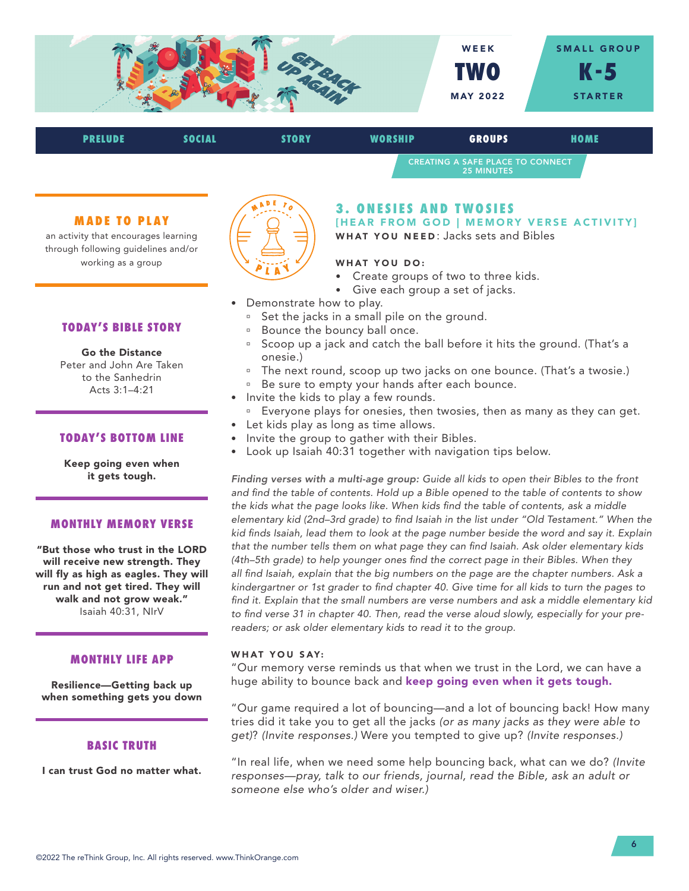WEEK **TWO** MAY 2022

SMALL GROUP **K-5** STARTER

PRELUDE | SOCIAL | STORY | WORSHIP | **GROUPS** | HOME

CREATING A SAFE PLACE TO CONNECT
25 MINUTES

### MADE TO PLAY

an activity that encourages learning through following guidelines and/or working as a group

### TODAY'S BIBLE STORY

**Go the Distance**
Peter and John Are Taken to the Sanhedrin
Acts 3:1–4:21

### TODAY'S BOTTOM LINE

**Keep going even when it gets tough.**

### MONTHLY MEMORY VERSE

**"But those who trust in the LORD will receive new strength. They will fly as high as eagles. They will run and not get tired. They will walk and not grow weak."**
Isaiah 40:31, NIrV

### MONTHLY LIFE APP

**Resilience—Getting back up when something gets you down**

### BASIC TRUTH

**I can trust God no matter what.**

## 3. ONESIES AND TWOSIES

**[HEAR FROM GOD | MEMORY VERSE ACTIVITY]**

**WHAT YOU NEED**: Jacks sets and Bibles

**WHAT YOU DO:**

- Create groups of two to three kids.
- Give each group a set of jacks.
- Demonstrate how to play.
  - Set the jacks in a small pile on the ground.
  - Bounce the bouncy ball once.
  - Scoop up a jack and catch the ball before it hits the ground. (That's a onesie.)
  - The next round, scoop up two jacks on one bounce. (That's a twosie.)
  - Be sure to empty your hands after each bounce.
- Invite the kids to play a few rounds.
  - Everyone plays for onesies, then twosies, then as many as they can get.
- Let kids play as long as time allows.
- Invite the group to gather with their Bibles.
- Look up Isaiah 40:31 together with navigation tips below.

*Finding verses with a multi-age group: Guide all kids to open their Bibles to the front and find the table of contents. Hold up a Bible opened to the table of contents to show the kids what the page looks like. When kids find the table of contents, ask a middle elementary kid (2nd–3rd grade) to find Isaiah in the list under "Old Testament." When the kid finds Isaiah, lead them to look at the page number beside the word and say it. Explain that the number tells them on what page they can find Isaiah. Ask older elementary kids (4th–5th grade) to help younger ones find the correct page in their Bibles. When they all find Isaiah, explain that the big numbers on the page are the chapter numbers. Ask a kindergartner or 1st grader to find chapter 40. Give time for all kids to turn the pages to find it. Explain that the small numbers are verse numbers and ask a middle elementary kid to find verse 31 in chapter 40. Then, read the verse aloud slowly, especially for your pre-readers; or ask older elementary kids to read it to the group.*

**WHAT YOU SAY:**

"Our memory verse reminds us that when we trust in the Lord, we can have a huge ability to bounce back and **keep going even when it gets tough.**

"Our game required a lot of bouncing—and a lot of bouncing back! How many tries did it take you to get all the jacks *(or as many jacks as they were able to get)*? *(Invite responses.)* Were you tempted to give up? *(Invite responses.)*

"In real life, when we need some help bouncing back, what can we do? *(Invite responses—pray, talk to our friends, journal, read the Bible, ask an adult or someone else who's older and wiser.)*

©2022 The reThink Group, Inc. All rights reserved. www.ThinkOrange.com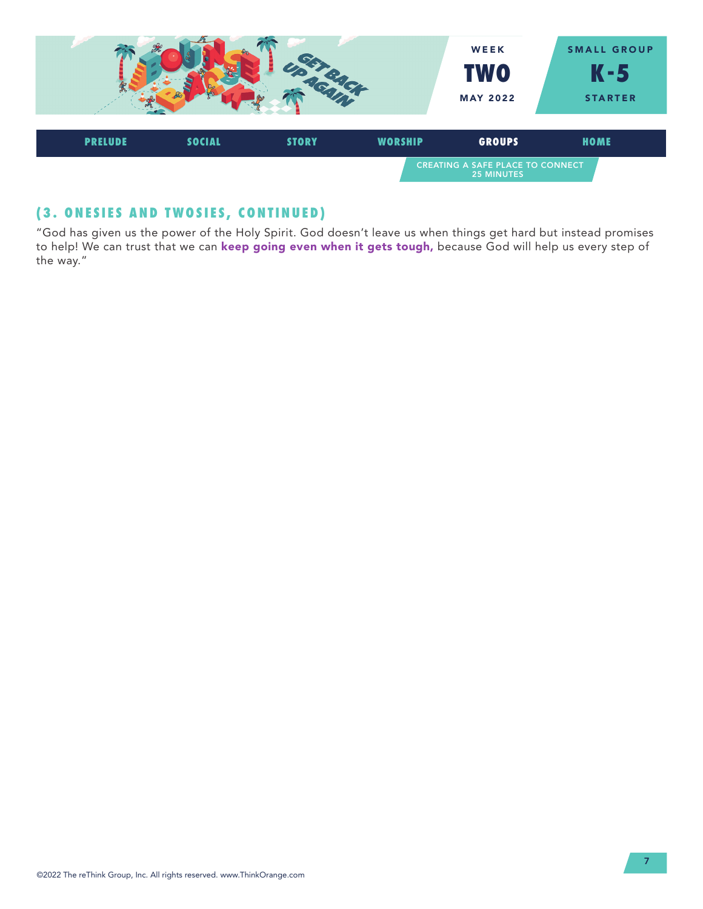### (3. ONESIES AND TWOSIES, CONTINUED)

"God has given us the power of the Holy Spirit. God doesn't leave us when things get hard but instead promises to help! We can trust that we can **keep going even when it gets tough,** because God will help us every step of the way."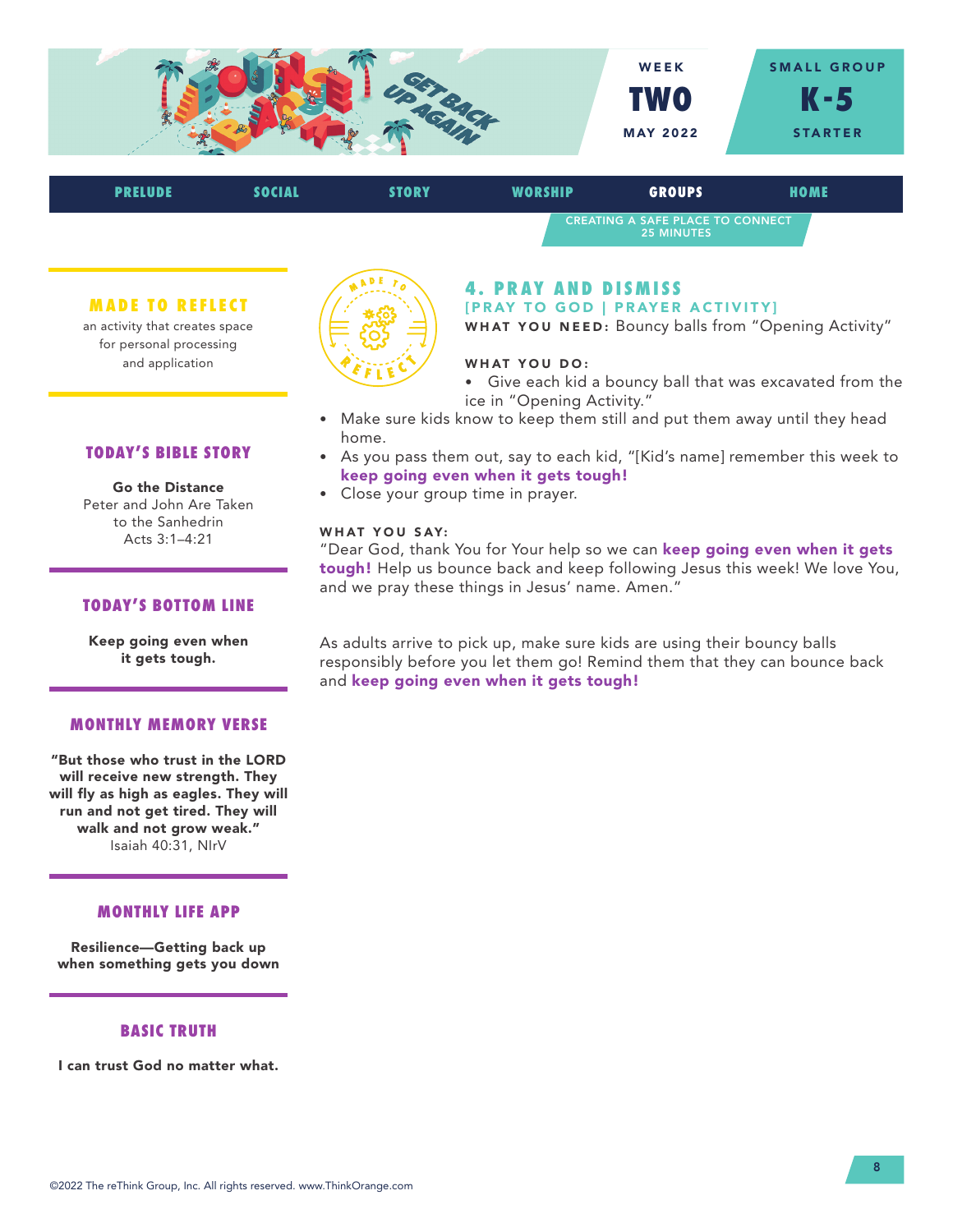WEEK
**TWO**
MAY 2022

SMALL GROUP
**K-5**
STARTER

PRELUDE | SOCIAL | STORY | WORSHIP | **GROUPS** | HOME

CREATING A SAFE PLACE TO CONNECT
25 MINUTES

### MADE TO REFLECT

an activity that creates space for personal processing and application

### TODAY'S BIBLE STORY

**Go the Distance**
Peter and John Are Taken to the Sanhedrin
Acts 3:1–4:21

### TODAY'S BOTTOM LINE

**Keep going even when it gets tough.**

### MONTHLY MEMORY VERSE

**"But those who trust in the LORD will receive new strength. They will fly as high as eagles. They will run and not get tired. They will walk and not grow weak."**
Isaiah 40:31, NIrV

### MONTHLY LIFE APP

**Resilience—Getting back up when something gets you down**

### BASIC TRUTH

**I can trust God no matter what.**

## 4. PRAY AND DISMISS

[PRAY TO GOD | PRAYER ACTIVITY]

**WHAT YOU NEED:** Bouncy balls from "Opening Activity"

**WHAT YOU DO:**

- Give each kid a bouncy ball that was excavated from the ice in "Opening Activity."
- Make sure kids know to keep them still and put them away until they head home.
- As you pass them out, say to each kid, "[Kid's name] remember this week to **keep going even when it gets tough!**
- Close your group time in prayer.

**WHAT YOU SAY:**

"Dear God, thank You for Your help so we can **keep going even when it gets tough!** Help us bounce back and keep following Jesus this week! We love You, and we pray these things in Jesus' name. Amen."

As adults arrive to pick up, make sure kids are using their bouncy balls responsibly before you let them go! Remind them that they can bounce back and **keep going even when it gets tough!**

©2022 The reThink Group, Inc. All rights reserved. www.ThinkOrange.com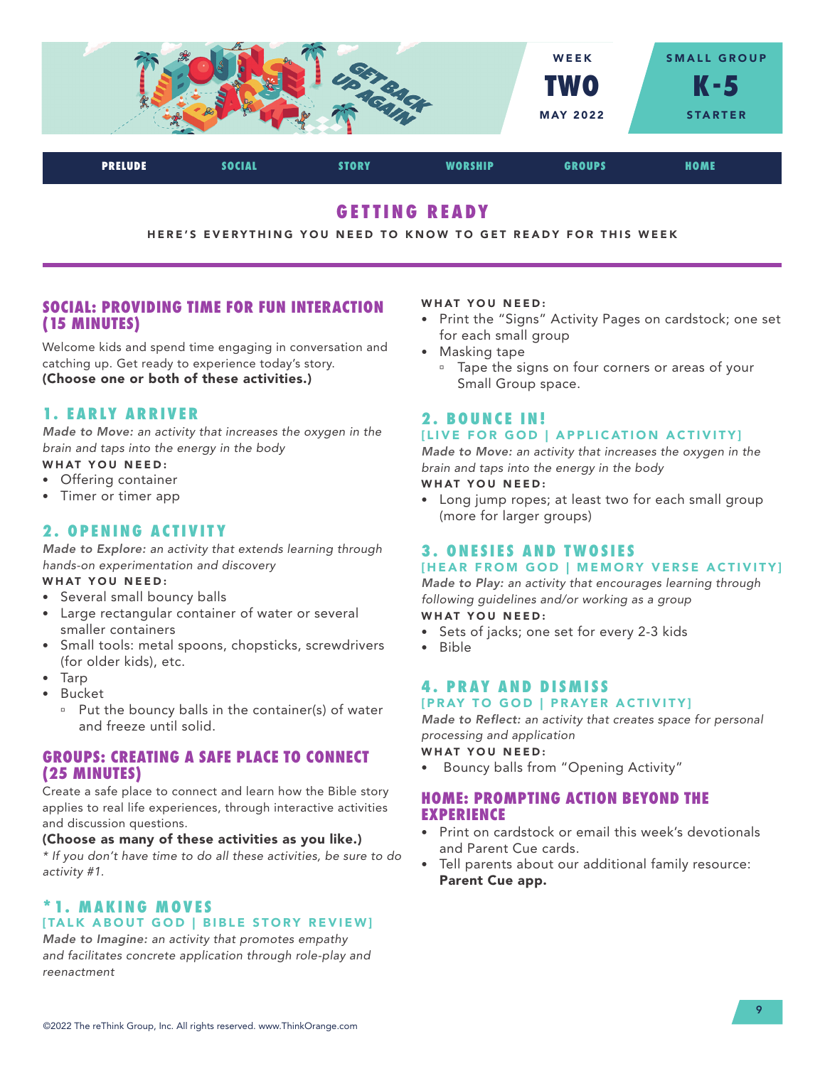WEEK **TWO** MAY 2022

SMALL GROUP **K-5** STARTER

PRELUDE | SOCIAL | STORY | WORSHIP | GROUPS | HOME

# GETTING READY

HERE'S EVERYTHING YOU NEED TO KNOW TO GET READY FOR THIS WEEK

## SOCIAL: PROVIDING TIME FOR FUN INTERACTION (15 MINUTES)

Welcome kids and spend time engaging in conversation and catching up. Get ready to experience today's story.
**(Choose one or both of these activities.)**

### 1. EARLY ARRIVER

*Made to Move: an activity that increases the oxygen in the brain and taps into the energy in the body*

**WHAT YOU NEED:**

- Offering container
- Timer or timer app

### 2. OPENING ACTIVITY

*Made to Explore: an activity that extends learning through hands-on experimentation and discovery*

**WHAT YOU NEED:**

- Several small bouncy balls
- Large rectangular container of water or several smaller containers
- Small tools: metal spoons, chopsticks, screwdrivers (for older kids), etc.
- Tarp
- Bucket
  - Put the bouncy balls in the container(s) of water and freeze until solid.

## GROUPS: CREATING A SAFE PLACE TO CONNECT (25 MINUTES)

Create a safe place to connect and learn how the Bible story applies to real life experiences, through interactive activities and discussion questions.
**(Choose as many of these activities as you like.)**
*\* If you don't have time to do all these activities, be sure to do activity #1.*

### *1. MAKING MOVES
[TALK ABOUT GOD | BIBLE STORY REVIEW]

*Made to Imagine: an activity that promotes empathy and facilitates concrete application through role-play and reenactment*

**WHAT YOU NEED:**

- Print the "Signs" Activity Pages on cardstock; one set for each small group
- Masking tape
  - Tape the signs on four corners or areas of your Small Group space.

### 2. BOUNCE IN!
[LIVE FOR GOD | APPLICATION ACTIVITY]

*Made to Move: an activity that increases the oxygen in the brain and taps into the energy in the body*

**WHAT YOU NEED:**

- Long jump ropes; at least two for each small group (more for larger groups)

### 3. ONESIES AND TWOSIES
[HEAR FROM GOD | MEMORY VERSE ACTIVITY]

*Made to Play: an activity that encourages learning through following guidelines and/or working as a group*

**WHAT YOU NEED:**

- Sets of jacks; one set for every 2-3 kids
- Bible

### 4. PRAY AND DISMISS
[PRAY TO GOD | PRAYER ACTIVITY]

*Made to Reflect: an activity that creates space for personal processing and application*

**WHAT YOU NEED:**

- Bouncy balls from "Opening Activity"

## HOME: PROMPTING ACTION BEYOND THE EXPERIENCE

- Print on cardstock or email this week's devotionals and Parent Cue cards.
- Tell parents about our additional family resource: **Parent Cue app.**

©2022 The reThink Group, Inc. All rights reserved. www.ThinkOrange.com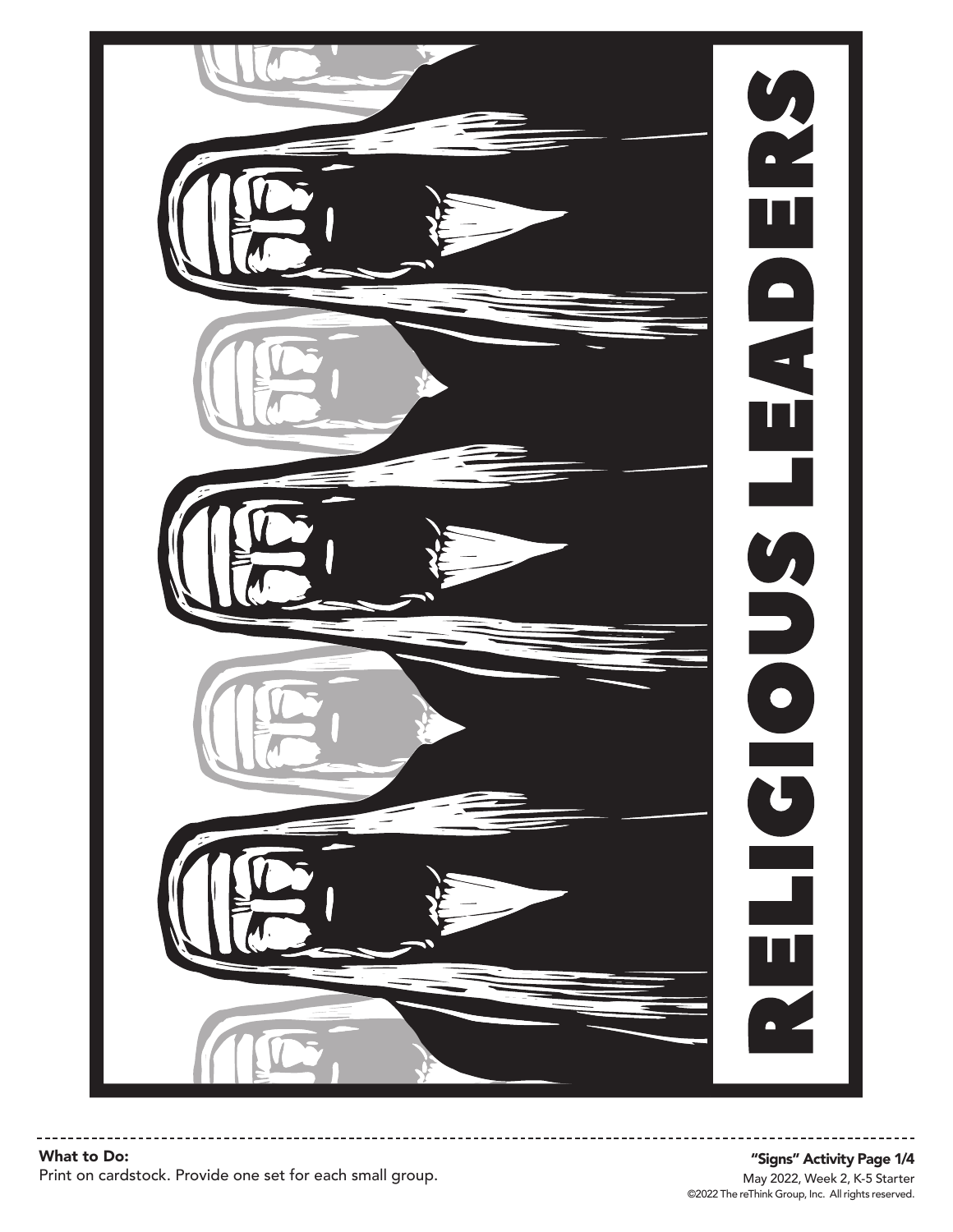RELIGIOUS LEADERS

**What to Do:**
Print on cardstock. Provide one set for each small group.

**"Signs" Activity Page 1/4**
May 2022, Week 2, K-5 Starter
©2022 The reThink Group, Inc. All rights reserved.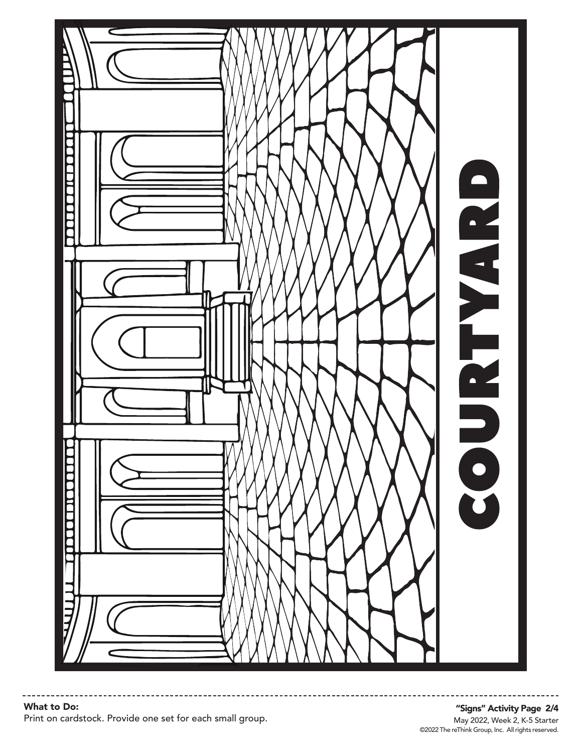COURTYARD

**What to Do:**
Print on cardstock. Provide one set for each small group.

**"Signs" Activity Page 2/4**
May 2022, Week 2, K-5 Starter
©2022 The reThink Group, Inc. All rights reserved.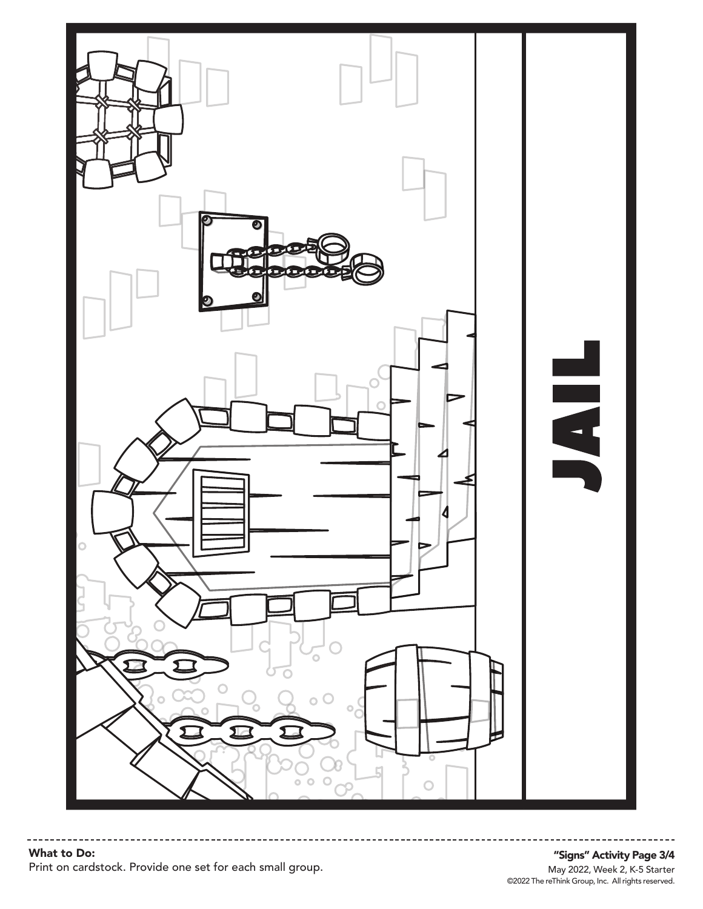JAIL

**What to Do:**
Print on cardstock. Provide one set for each small group.

**"Signs" Activity Page 3/4**
May 2022, Week 2, K-5 Starter
©2022 The reThink Group, Inc. All rights reserved.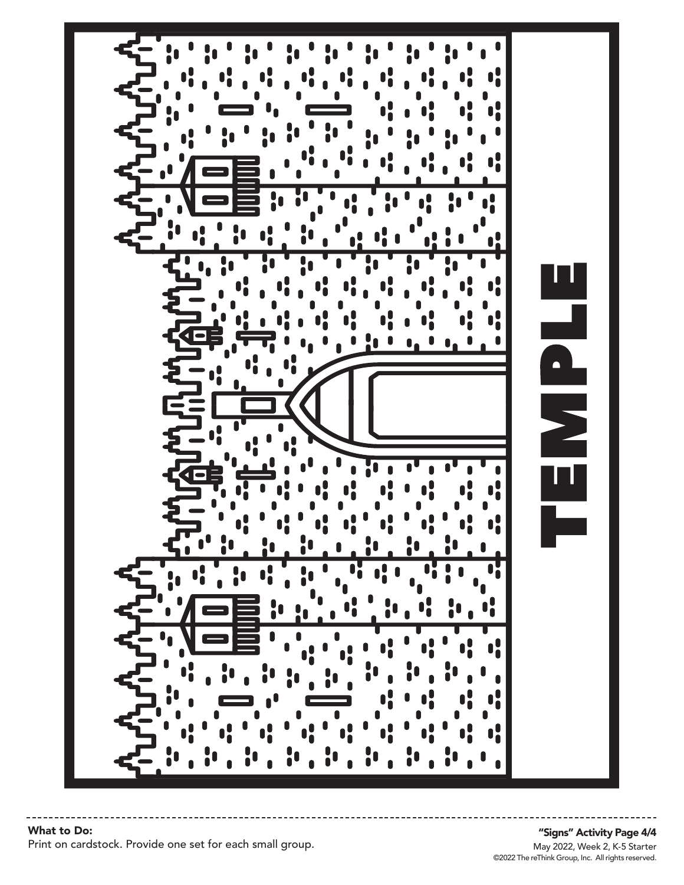TEMPLE

**What to Do:**
Print on cardstock. Provide one set for each small group.

**"Signs" Activity Page 4/4**
May 2022, Week 2, K-5 Starter
©2022 The reThink Group, Inc. All rights reserved.